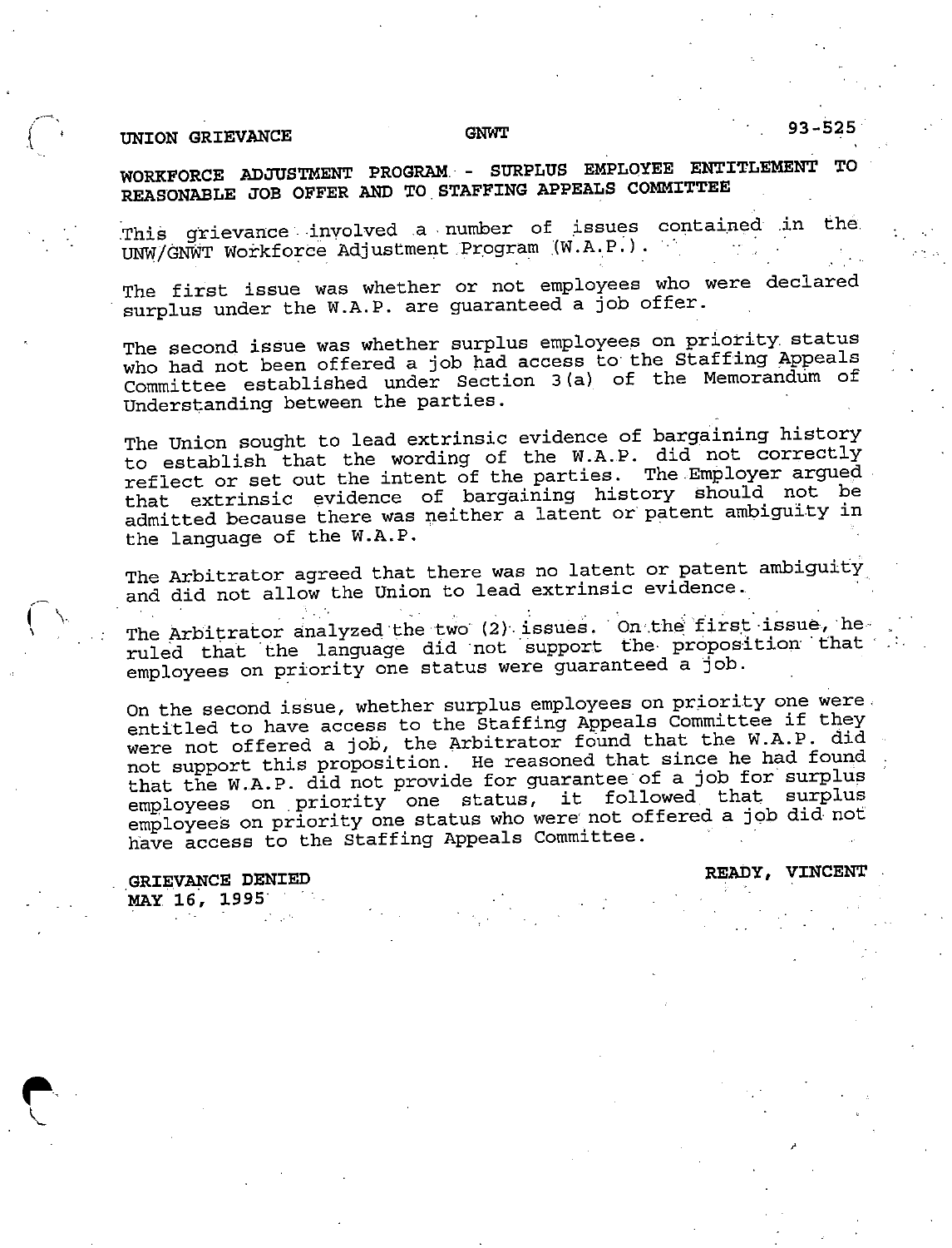UNION GRIEVANCE                    GNWT                    93-525

**WORKFORCE ADJUSTMENT PROGRAM - SURPLUS EMPLOYEE ENTITLEMENT TO REASONABLE JOB OFFER AND TO STAFFING APPEALS COMMITTEE**

This grievance involved a number of issues contained in the UNW/GNWT Workforce Adjustment Program (W.A.P.).

The first issue was whether or not employees who were declared surplus under the W.A.P. are guaranteed a job offer.

The second issue was whether surplus employees on priority status who had not been offered a job had access to the Staffing Appeals Committee established under Section 3(a) of the Memorandum of Understanding between the parties.

The Union sought to lead extrinsic evidence of bargaining history to establish that the wording of the W.A.P. did not correctly reflect or set out the intent of the parties. The Employer argued that extrinsic evidence of bargaining history should not be admitted because there was neither a latent or patent ambiguity in the language of the W.A.P.

The Arbitrator agreed that there was no latent or patent ambiguity and did not allow the Union to lead extrinsic evidence.

The Arbitrator analyzed the two (2) issues. On the first issue, he ruled that the language did not support the proposition that employees on priority one status were guaranteed a job.

On the second issue, whether surplus employees on priority one were entitled to have access to the Staffing Appeals Committee if they were not offered a job, the Arbitrator found that the W.A.P. did not support this proposition. He reasoned that since he had found that the W.A.P. did not provide for guarantee of a job for surplus employees on priority one status, it followed that surplus employees on priority one status who were not offered a job did not have access to the Staffing Appeals Committee.

GRIEVANCE DENIED                    READY, VINCENT
MAY 16, 1995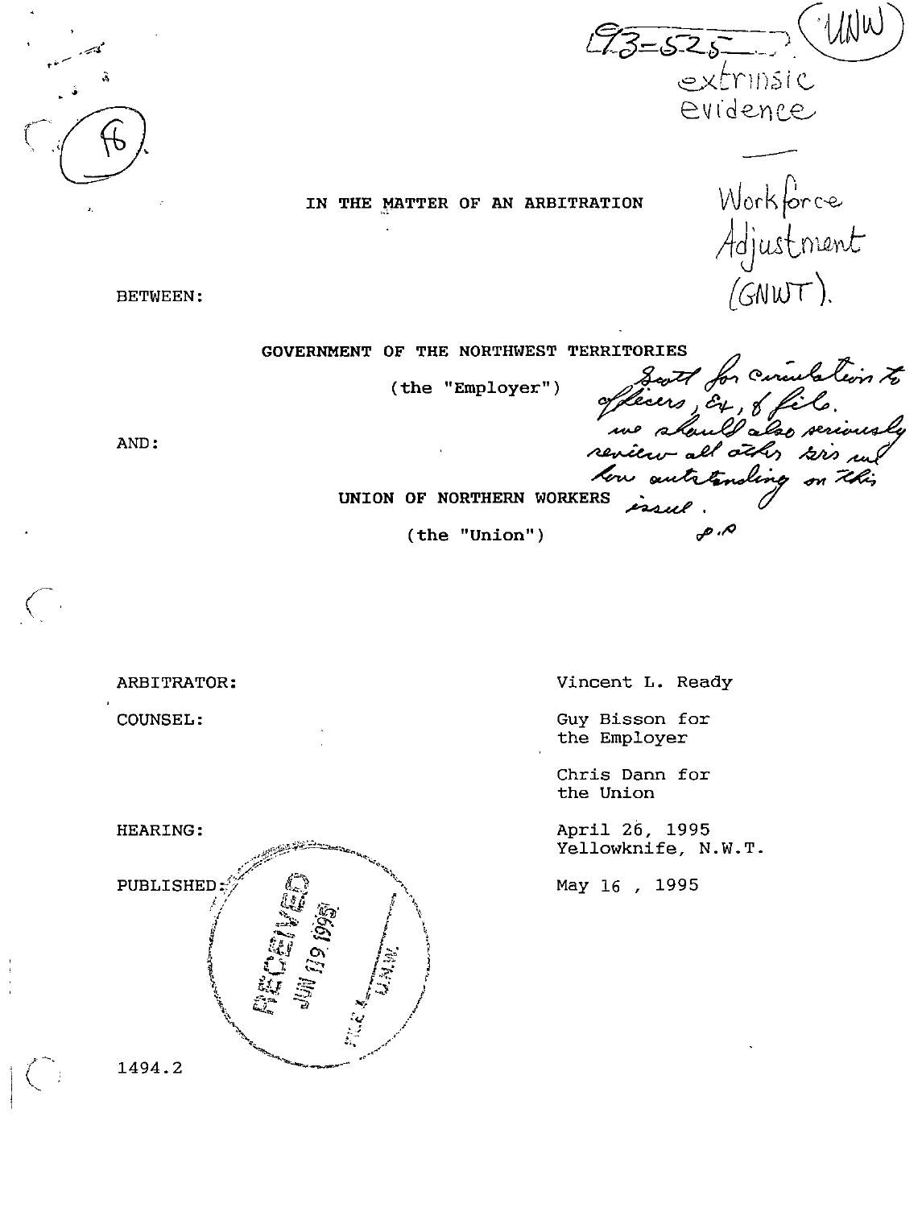93-525 (UNW)
extrinsic evidence

Workforce Adjustment (GNWT).

(18)

IN THE MATTER OF AN ARBITRATION

BETWEEN:

GOVERNMENT OF THE NORTHWEST TERRITORIES

(the "Employer")

Scott for circulation to officers, Ex, & file. we should also seriously review all other grs we have outstanding on this issue.

AND:

UNION OF NORTHERN WORKERS

(the "Union")

ARBITRATOR: Vincent L. Ready

COUNSEL: Guy Bisson for the Employer

Chris Dann for the Union

HEARING: April 26, 1995
Yellowknife, N.W.T.

PUBLISHED: May 16 , 1995

RECEIVED JUN 09 1995 U.N.W.

1494.2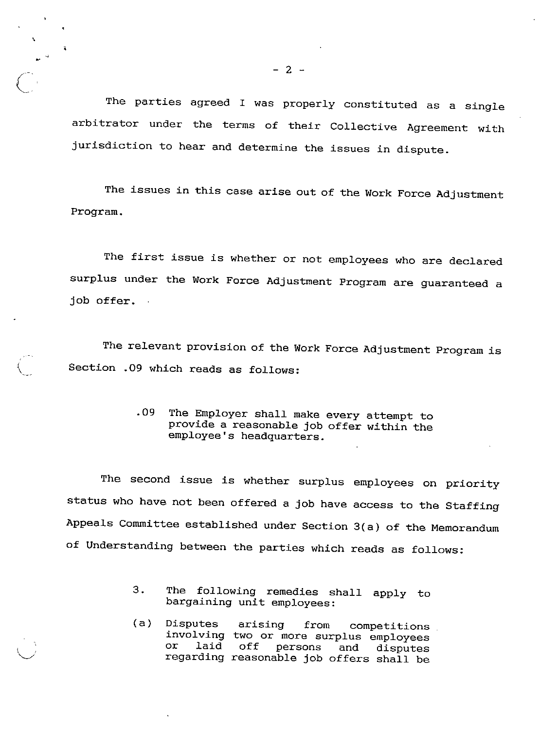The parties agreed I was properly constituted as a single arbitrator under the terms of their Collective Agreement with jurisdiction to hear and determine the issues in dispute.

The issues in this case arise out of the Work Force Adjustment Program.

The first issue is whether or not employees who are declared surplus under the Work Force Adjustment Program are guaranteed a job offer.

The relevant provision of the Work Force Adjustment Program is Section .09 which reads as follows:

> .09 The Employer shall make every attempt to provide a reasonable job offer within the employee's headquarters.

The second issue is whether surplus employees on priority status who have not been offered a job have access to the Staffing Appeals Committee established under Section 3(a) of the Memorandum of Understanding between the parties which reads as follows:

> 3. The following remedies shall apply to bargaining unit employees:
>
> (a) Disputes arising from competitions involving two or more surplus employees or laid off persons and disputes regarding reasonable job offers shall be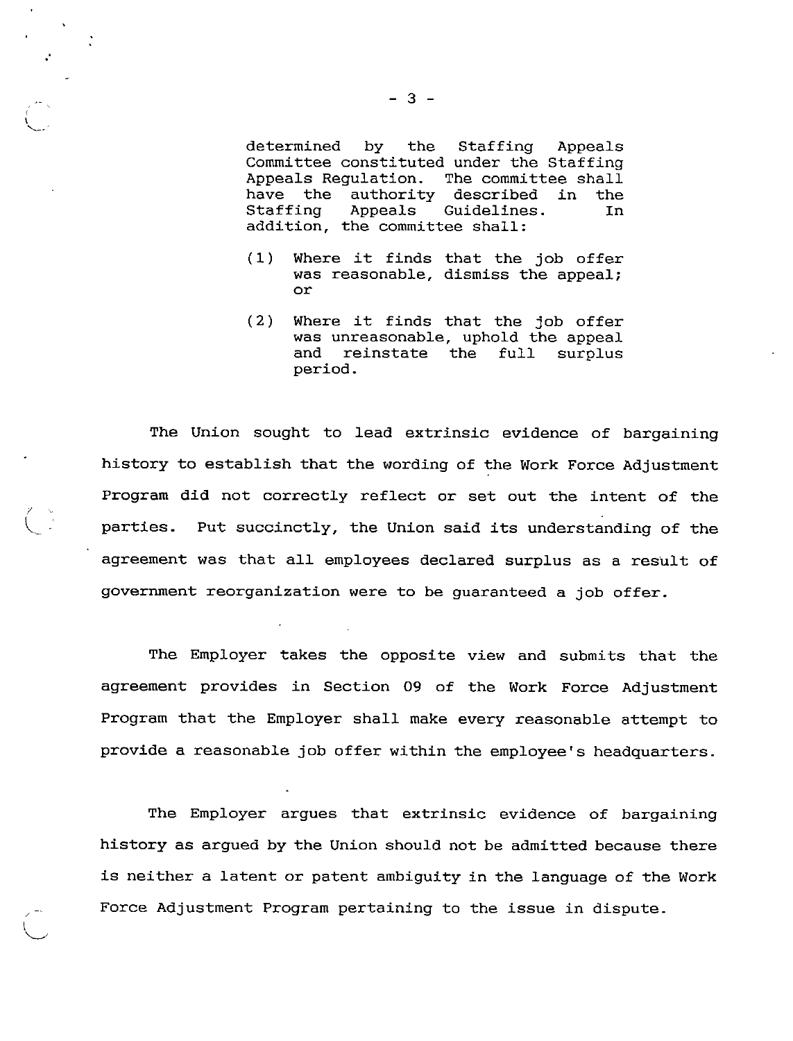> determined by the Staffing Appeals Committee constituted under the Staffing Appeals Regulation. The committee shall have the authority described in the Staffing Appeals Guidelines. In addition, the committee shall:
>
> (1) Where it finds that the job offer was reasonable, dismiss the appeal; or
>
> (2) Where it finds that the job offer was unreasonable, uphold the appeal and reinstate the full surplus period.

The Union sought to lead extrinsic evidence of bargaining history to establish that the wording of the Work Force Adjustment Program did not correctly reflect or set out the intent of the parties. Put succinctly, the Union said its understanding of the agreement was that all employees declared surplus as a result of government reorganization were to be guaranteed a job offer.

The Employer takes the opposite view and submits that the agreement provides in Section 09 of the Work Force Adjustment Program that the Employer shall make every reasonable attempt to provide a reasonable job offer within the employee's headquarters.

The Employer argues that extrinsic evidence of bargaining history as argued by the Union should not be admitted because there is neither a latent or patent ambiguity in the language of the Work Force Adjustment Program pertaining to the issue in dispute.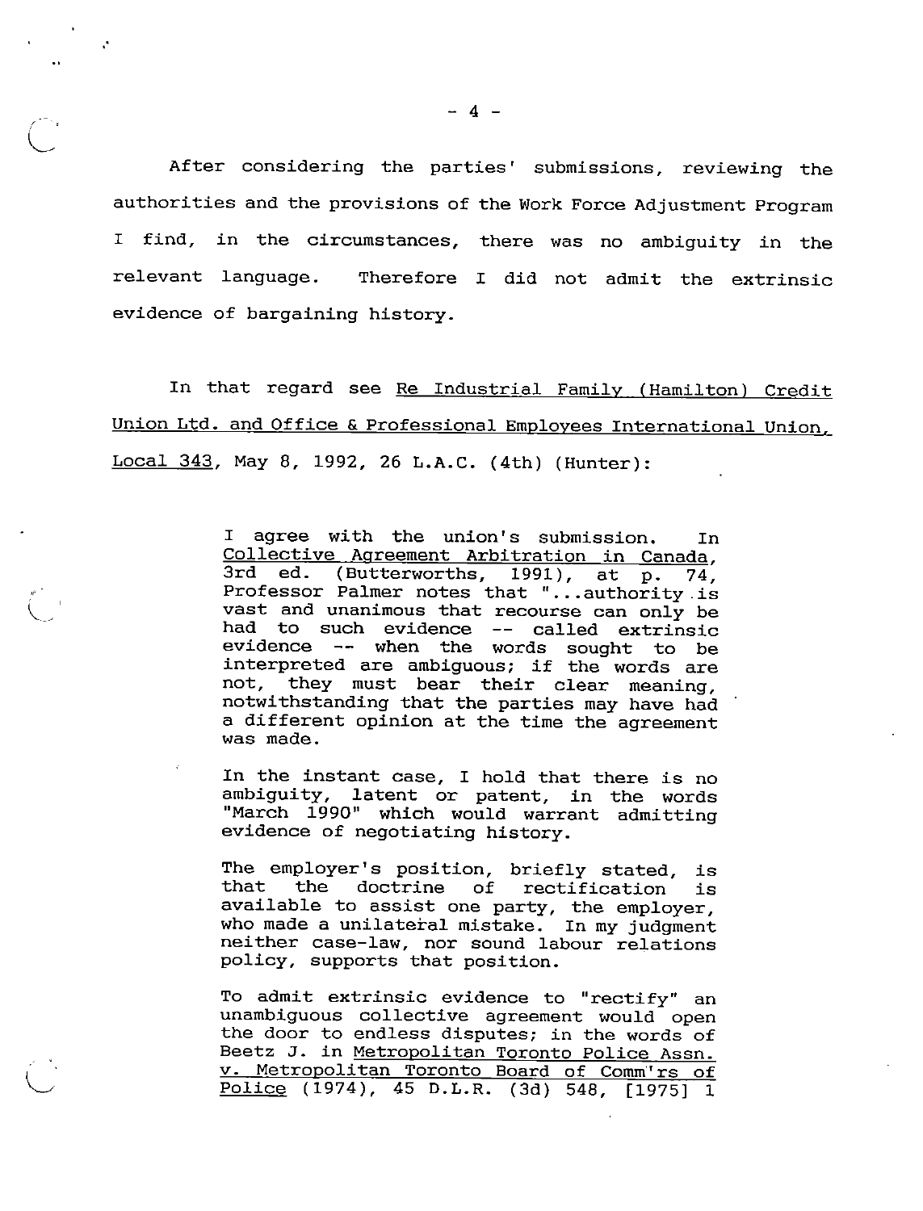After considering the parties' submissions, reviewing the authorities and the provisions of the Work Force Adjustment Program I find, in the circumstances, there was no ambiguity in the relevant language. Therefore I did not admit the extrinsic evidence of bargaining history.

In that regard see Re Industrial Family (Hamilton) Credit Union Ltd. and Office & Professional Employees International Union, Local 343, May 8, 1992, 26 L.A.C. (4th) (Hunter):

> I agree with the union's submission. In Collective Agreement Arbitration in Canada, 3rd ed. (Butterworths, 1991), at p. 74, Professor Palmer notes that "...authority is vast and unanimous that recourse can only be had to such evidence -- called extrinsic evidence -- when the words sought to be interpreted are ambiguous; if the words are not, they must bear their clear meaning, notwithstanding that the parties may have had a different opinion at the time the agreement was made.
>
> In the instant case, I hold that there is no ambiguity, latent or patent, in the words "March 1990" which would warrant admitting evidence of negotiating history.
>
> The employer's position, briefly stated, is that the doctrine of rectification is available to assist one party, the employer, who made a unilateral mistake. In my judgment neither case-law, nor sound labour relations policy, supports that position.
>
> To admit extrinsic evidence to "rectify" an unambiguous collective agreement would open the door to endless disputes; in the words of Beetz J. in Metropolitan Toronto Police Assn. v. Metropolitan Toronto Board of Comm'rs of Police (1974), 45 D.L.R. (3d) 548, [1975] 1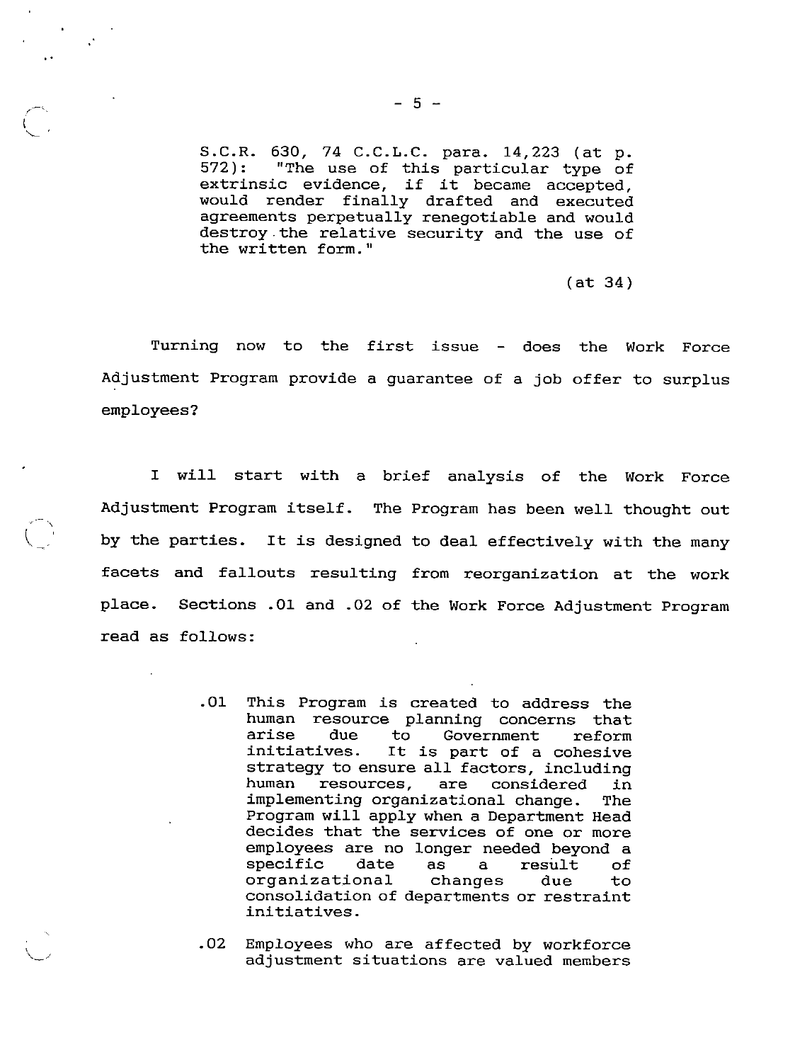> S.C.R. 630, 74 C.C.L.C. para. 14,223 (at p. 572): "The use of this particular type of extrinsic evidence, if it became accepted, would render finally drafted and executed agreements perpetually renegotiable and would destroy the relative security and the use of the written form."
>
> (at 34)

Turning now to the first issue - does the Work Force Adjustment Program provide a guarantee of a job offer to surplus employees?

I will start with a brief analysis of the Work Force Adjustment Program itself. The Program has been well thought out by the parties. It is designed to deal effectively with the many facets and fallouts resulting from reorganization at the work place. Sections .01 and .02 of the Work Force Adjustment Program read as follows:

> .01 This Program is created to address the human resource planning concerns that arise due to Government reform initiatives. It is part of a cohesive strategy to ensure all factors, including human resources, are considered in implementing organizational change. The Program will apply when a Department Head decides that the services of one or more employees are no longer needed beyond a specific date as a result of organizational changes due to consolidation of departments or restraint initiatives.
>
> .02 Employees who are affected by workforce adjustment situations are valued members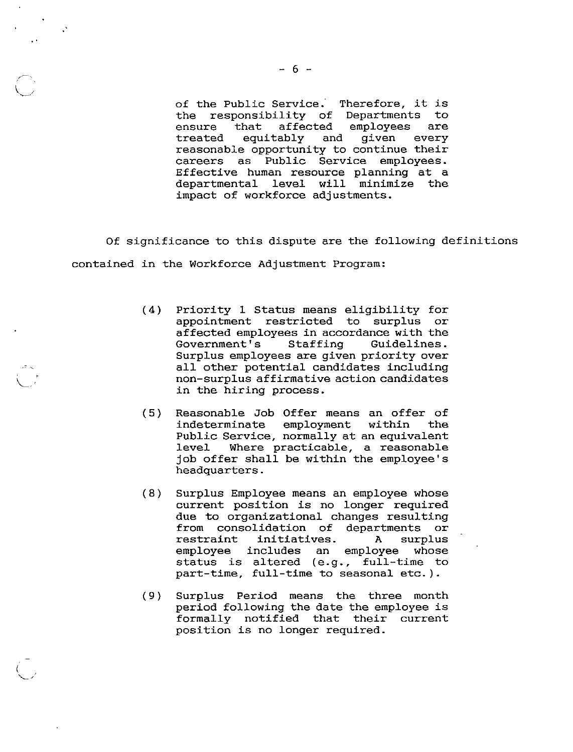of the Public Service. Therefore, it is the responsibility of Departments to ensure that affected employees are treated equitably and given every reasonable opportunity to continue their careers as Public Service employees. Effective human resource planning at a departmental level will minimize the impact of workforce adjustments.

Of significance to this dispute are the following definitions contained in the Workforce Adjustment Program:

> (4) Priority 1 Status means eligibility for appointment restricted to surplus or affected employees in accordance with the Government's Staffing Guidelines. Surplus employees are given priority over all other potential candidates including non-surplus affirmative action candidates in the hiring process.
>
> (5) Reasonable Job Offer means an offer of indeterminate employment within the Public Service, normally at an equivalent level Where practicable, a reasonable job offer shall be within the employee's headquarters.
>
> (8) Surplus Employee means an employee whose current position is no longer required due to organizational changes resulting from consolidation of departments or restraint initiatives. A surplus employee includes an employee whose status is altered (e.g., full-time to part-time, full-time to seasonal etc.).
>
> (9) Surplus Period means the three month period following the date the employee is formally notified that their current position is no longer required.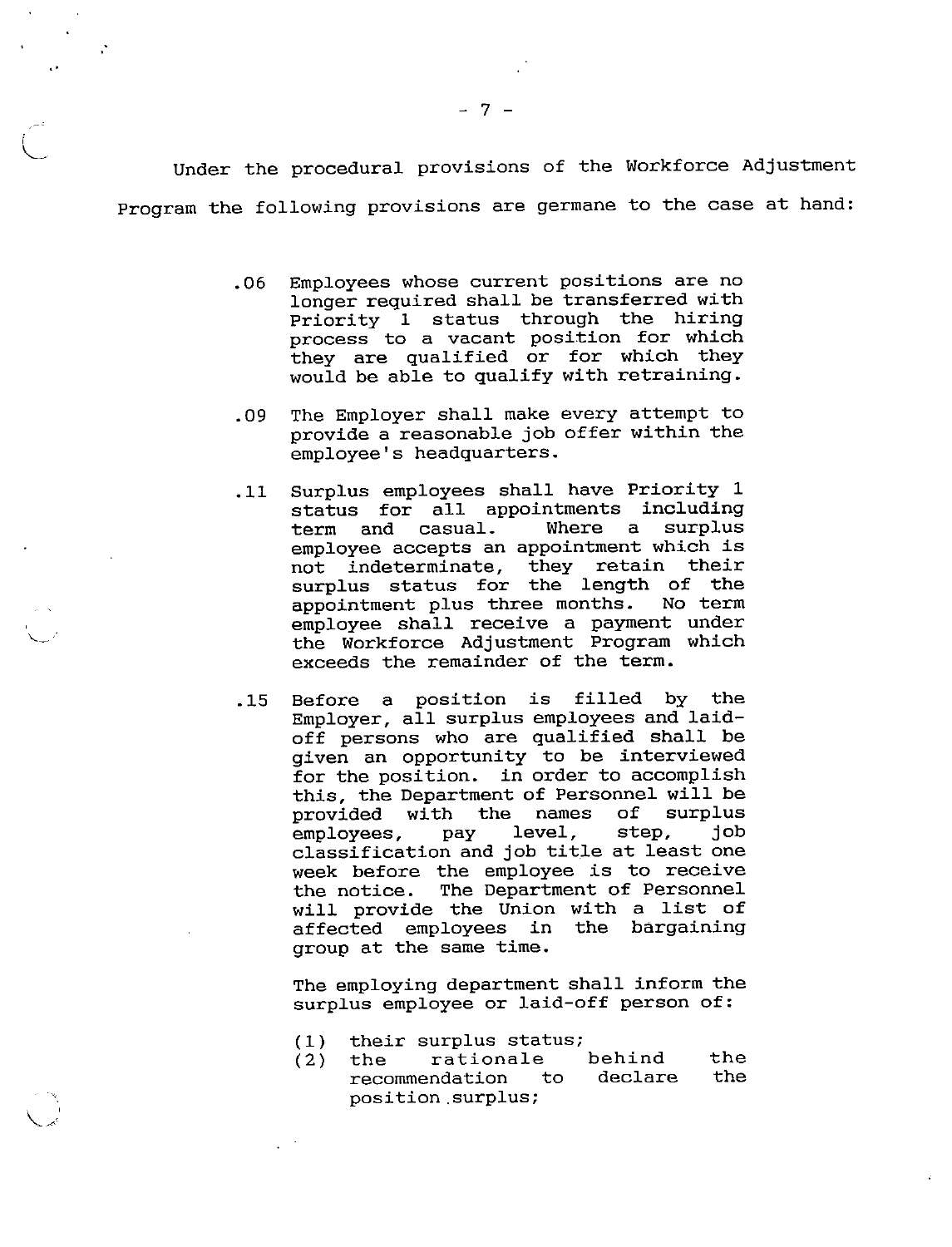Under the procedural provisions of the Workforce Adjustment Program the following provisions are germane to the case at hand:

> .06 Employees whose current positions are no longer required shall be transferred with Priority 1 status through the hiring process to a vacant position for which they are qualified or for which they would be able to qualify with retraining.
>
> .09 The Employer shall make every attempt to provide a reasonable job offer within the employee's headquarters.
>
> .11 Surplus employees shall have Priority 1 status for all appointments including term and casual. Where a surplus employee accepts an appointment which is not indeterminate, they retain their surplus status for the length of the appointment plus three months. No term employee shall receive a payment under the Workforce Adjustment Program which exceeds the remainder of the term.
>
> .15 Before a position is filled by the Employer, all surplus employees and laid-off persons who are qualified shall be given an opportunity to be interviewed for the position. in order to accomplish this, the Department of Personnel will be provided with the names of surplus employees, pay level, step, job classification and job title at least one week before the employee is to receive the notice. The Department of Personnel will provide the Union with a list of affected employees in the bargaining group at the same time.
>
> The employing department shall inform the surplus employee or laid-off person of:
>
> (1) their surplus status;
> (2) the rationale behind the recommendation to declare the position surplus;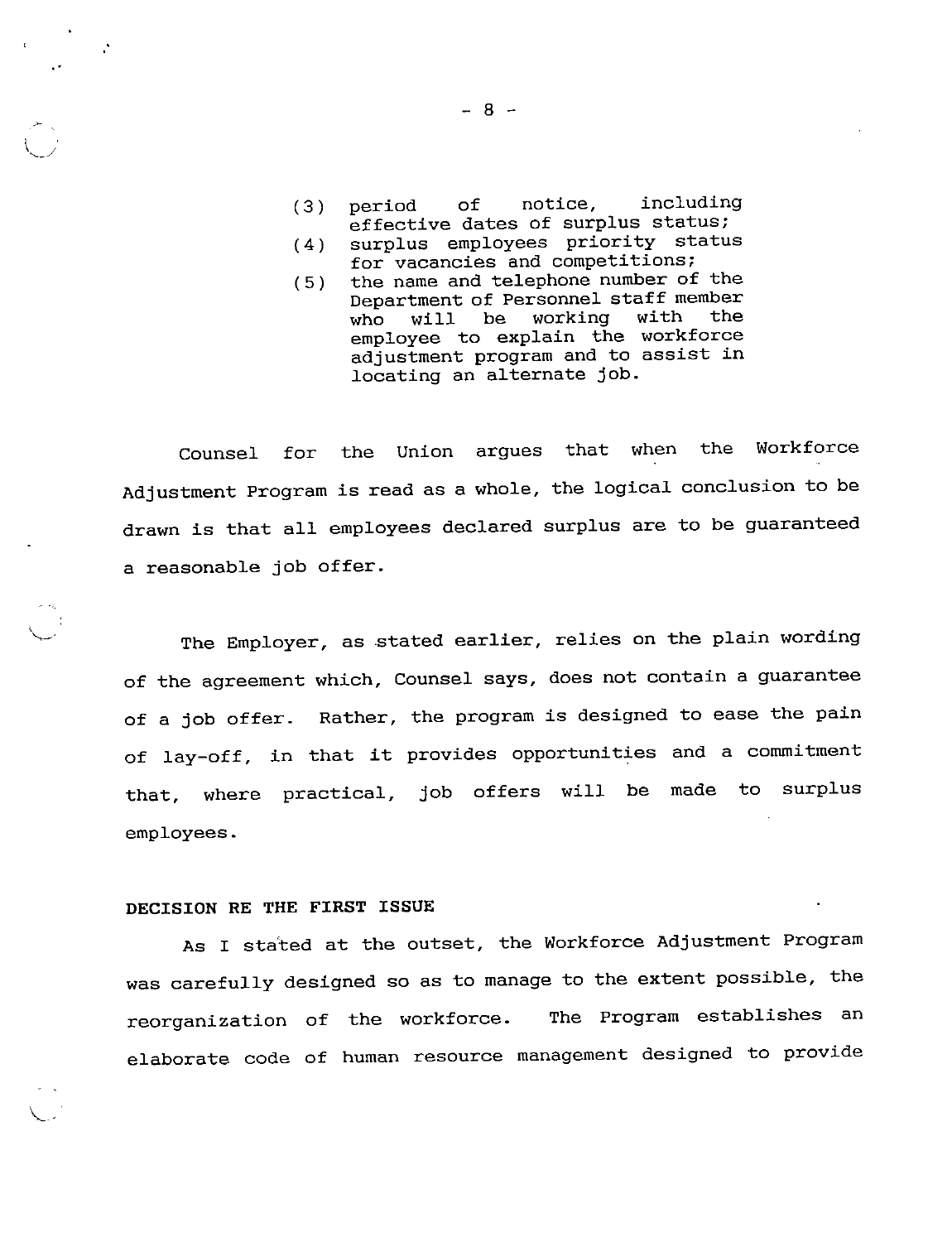(3) period of notice, including effective dates of surplus status;
(4) surplus employees priority status for vacancies and competitions;
(5) the name and telephone number of the Department of Personnel staff member who will be working with the employee to explain the workforce adjustment program and to assist in locating an alternate job.

Counsel for the Union argues that when the Workforce Adjustment Program is read as a whole, the logical conclusion to be drawn is that all employees declared surplus are to be guaranteed a reasonable job offer.

The Employer, as stated earlier, relies on the plain wording of the agreement which, Counsel says, does not contain a guarantee of a job offer. Rather, the program is designed to ease the pain of lay-off, in that it provides opportunities and a commitment that, where practical, job offers will be made to surplus employees.

**DECISION RE THE FIRST ISSUE**

As I stated at the outset, the Workforce Adjustment Program was carefully designed so as to manage to the extent possible, the reorganization of the workforce. The Program establishes an elaborate code of human resource management designed to provide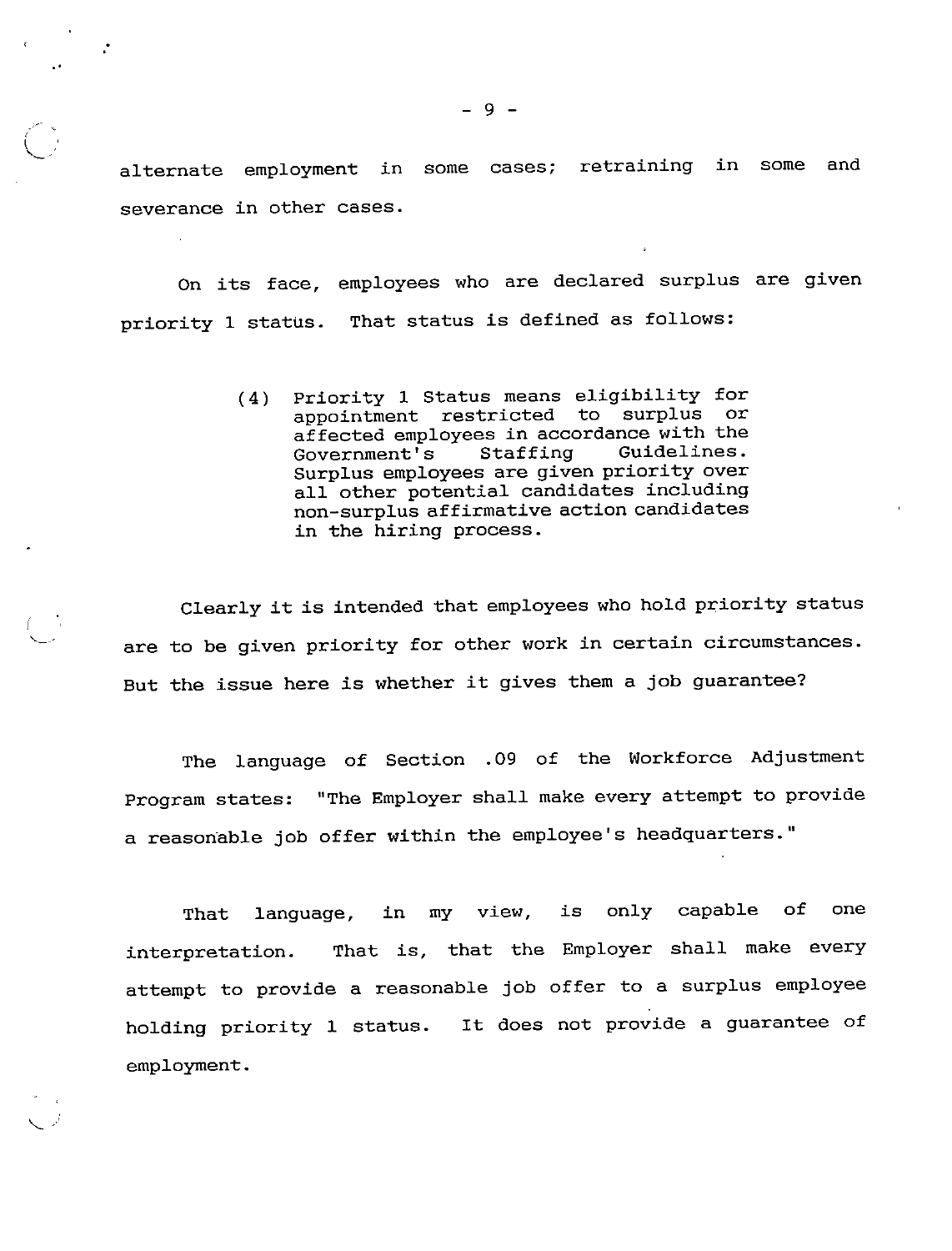alternate employment in some cases; retraining in some and severance in other cases.

On its face, employees who are declared surplus are given priority 1 status. That status is defined as follows:

> (4) Priority 1 Status means eligibility for appointment restricted to surplus or affected employees in accordance with the Government's Staffing Guidelines. Surplus employees are given priority over all other potential candidates including non-surplus affirmative action candidates in the hiring process.

Clearly it is intended that employees who hold priority status are to be given priority for other work in certain circumstances. But the issue here is whether it gives them a job guarantee?

The language of Section .09 of the Workforce Adjustment Program states: "The Employer shall make every attempt to provide a reasonable job offer within the employee's headquarters."

That language, in my view, is only capable of one interpretation. That is, that the Employer shall make every attempt to provide a reasonable job offer to a surplus employee holding priority 1 status. It does not provide a guarantee of employment.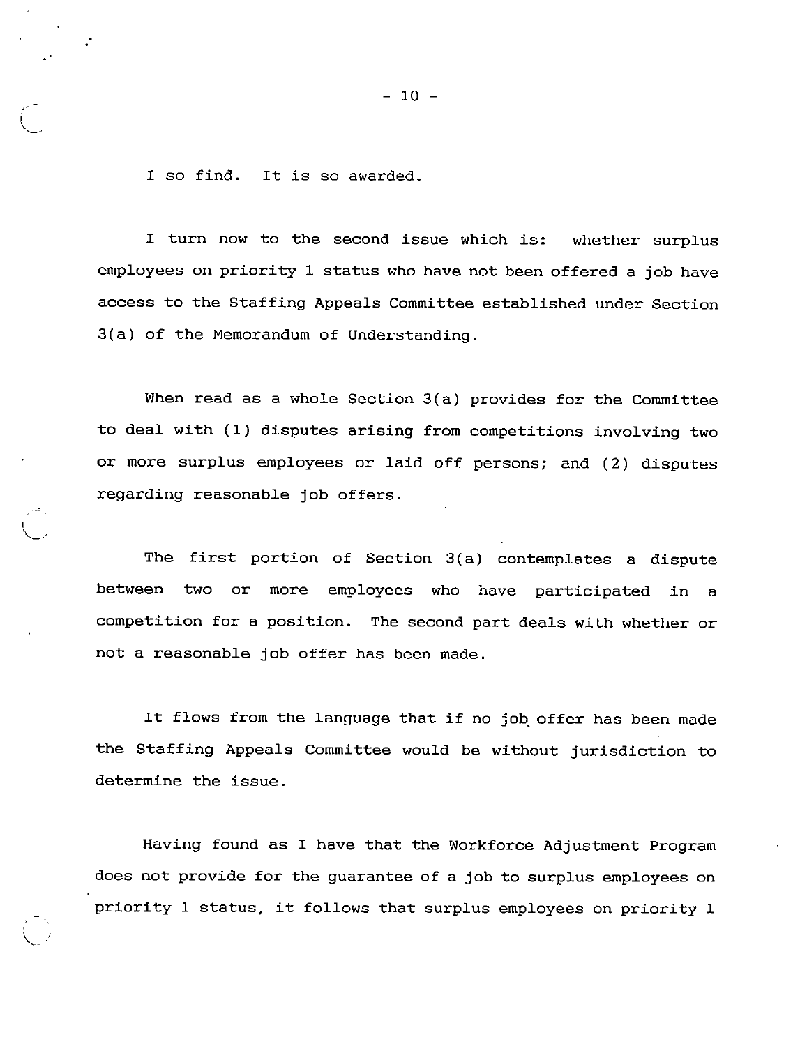I so find. It is so awarded.

I turn now to the second issue which is: whether surplus employees on priority 1 status who have not been offered a job have access to the Staffing Appeals Committee established under Section 3(a) of the Memorandum of Understanding.

When read as a whole Section 3(a) provides for the Committee to deal with (1) disputes arising from competitions involving two or more surplus employees or laid off persons; and (2) disputes regarding reasonable job offers.

The first portion of Section 3(a) contemplates a dispute between two or more employees who have participated in a competition for a position. The second part deals with whether or not a reasonable job offer has been made.

It flows from the language that if no job offer has been made the Staffing Appeals Committee would be without jurisdiction to determine the issue.

Having found as I have that the Workforce Adjustment Program does not provide for the guarantee of a job to surplus employees on priority 1 status, it follows that surplus employees on priority 1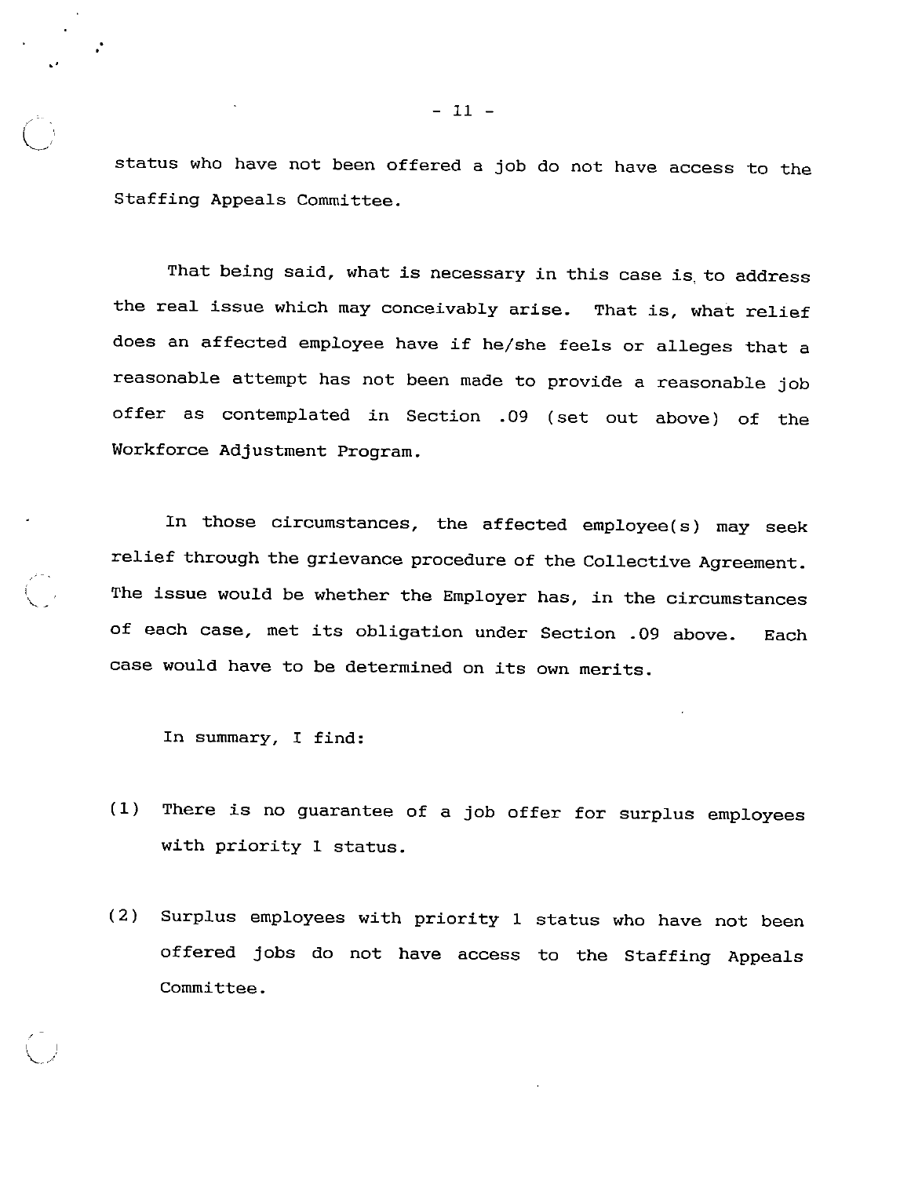status who have not been offered a job do not have access to the Staffing Appeals Committee.

That being said, what is necessary in this case is to address the real issue which may conceivably arise. That is, what relief does an affected employee have if he/she feels or alleges that a reasonable attempt has not been made to provide a reasonable job offer as contemplated in Section .09 (set out above) of the Workforce Adjustment Program.

In those circumstances, the affected employee(s) may seek relief through the grievance procedure of the Collective Agreement. The issue would be whether the Employer has, in the circumstances of each case, met its obligation under Section .09 above. Each case would have to be determined on its own merits.

In summary, I find:

(1) There is no guarantee of a job offer for surplus employees with priority 1 status.

(2) Surplus employees with priority 1 status who have not been offered jobs do not have access to the Staffing Appeals Committee.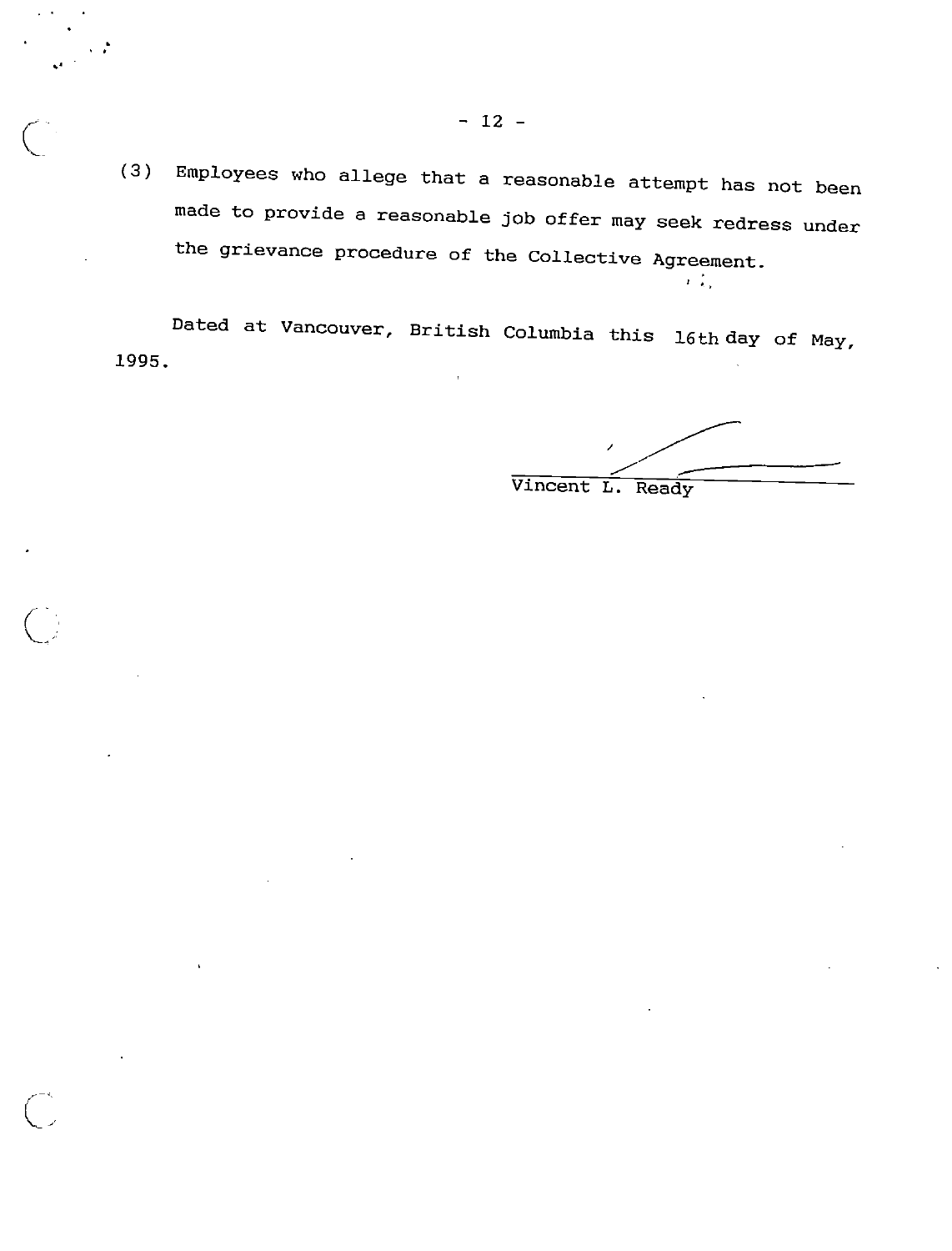(3) Employees who allege that a reasonable attempt has not been made to provide a reasonable job offer may seek redress under the grievance procedure of the Collective Agreement.

Dated at Vancouver, British Columbia this 16th day of May, 1995.

Vincent L. Ready